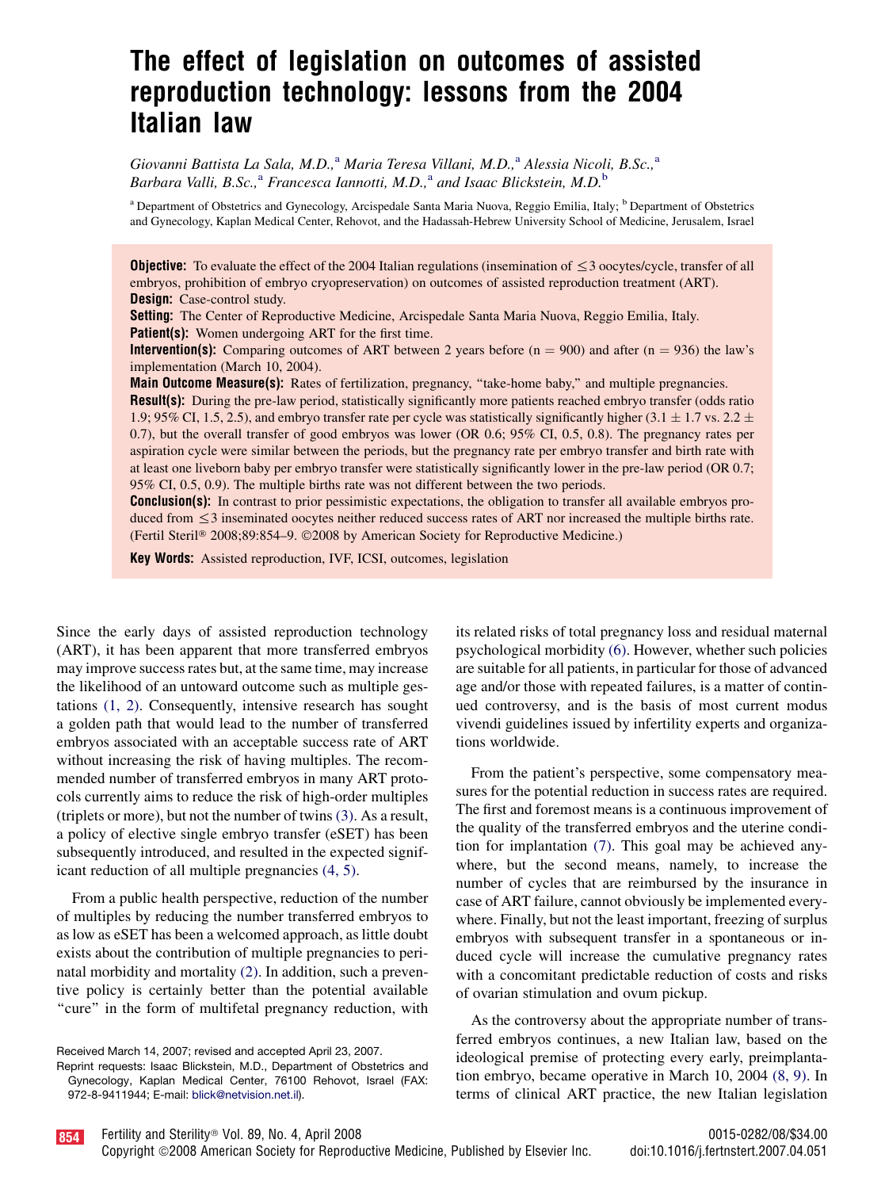# The effect of legislation on outcomes of assisted reproduction technology: lessons from the 2004 Italian law

*Giovanni Battista La Sala, M.D.,[a] Maria Teresa Villani, M.D.,[a] Alessia Nicoli, B.Sc.,[a] Barbara Valli, B.Sc.,[a] Francesca Iannotti, M.D.,[a] and Isaac Blickstein, M.D.[b]*

[a] Department of Obstetrics and Gynecology, Arcispedale Santa Maria Nuova, Reggio Emilia, Italy; [b] Department of Obstetrics and Gynecology, Kaplan Medical Center, Rehovot, and the Hadassah-Hebrew University School of Medicine, Jerusalem, Israel

**Objective:** To evaluate the effect of the 2004 Italian regulations (insemination of ≤3 oocytes/cycle, transfer of all embryos, prohibition of embryo cryopreservation) on outcomes of assisted reproduction treatment (ART).

**Design:** Case-control study.

**Setting:** The Center of Reproductive Medicine, Arcispedale Santa Maria Nuova, Reggio Emilia, Italy.

**Patient(s):** Women undergoing ART for the first time.

**Intervention(s):** Comparing outcomes of ART between 2 years before (n = 900) and after (n = 936) the law's implementation (March 10, 2004).

**Main Outcome Measure(s):** Rates of fertilization, pregnancy, "take-home baby," and multiple pregnancies.

**Result(s):** During the pre-law period, statistically significantly more patients reached embryo transfer (odds ratio 1.9; 95% CI, 1.5, 2.5), and embryo transfer rate per cycle was statistically significantly higher ($3.1 \pm 1.7$ vs. $2.2 \pm 0.7$), but the overall transfer of good embryos was lower (OR 0.6; 95% CI, 0.5, 0.8). The pregnancy rates per aspiration cycle were similar between the periods, but the pregnancy rate per embryo transfer and birth rate with at least one liveborn baby per embryo transfer were statistically significantly lower in the pre-law period (OR 0.7; 95% CI, 0.5, 0.9). The multiple births rate was not different between the two periods.

**Conclusion(s):** In contrast to prior pessimistic expectations, the obligation to transfer all available embryos produced from ≤3 inseminated oocytes neither reduced success rates of ART nor increased the multiple births rate. (Fertil Steril® 2008;89:854–9. ©2008 by American Society for Reproductive Medicine.)

**Key Words:** Assisted reproduction, IVF, ICSI, outcomes, legislation

Since the early days of assisted reproduction technology (ART), it has been apparent that more transferred embryos may improve success rates but, at the same time, may increase the likelihood of an untoward outcome such as multiple gestations (1, 2). Consequently, intensive research has sought a golden path that would lead to the number of transferred embryos associated with an acceptable success rate of ART without increasing the risk of having multiples. The recommended number of transferred embryos in many ART protocols currently aims to reduce the risk of high-order multiples (triplets or more), but not the number of twins (3). As a result, a policy of elective single embryo transfer (eSET) has been subsequently introduced, and resulted in the expected significant reduction of all multiple pregnancies (4, 5).

From a public health perspective, reduction of the number of multiples by reducing the number transferred embryos to as low as eSET has been a welcomed approach, as little doubt exists about the contribution of multiple pregnancies to perinatal morbidity and mortality (2). In addition, such a preventive policy is certainly better than the potential available "cure" in the form of multifetal pregnancy reduction, with its related risks of total pregnancy loss and residual maternal psychological morbidity (6). However, whether such policies are suitable for all patients, in particular for those of advanced age and/or those with repeated failures, is a matter of continued controversy, and is the basis of most current modus vivendi guidelines issued by infertility experts and organizations worldwide.

From the patient's perspective, some compensatory measures for the potential reduction in success rates are required. The first and foremost means is a continuous improvement of the quality of the transferred embryos and the uterine condition for implantation (7). This goal may be achieved anywhere, but the second means, namely, to increase the number of cycles that are reimbursed by the insurance in case of ART failure, cannot obviously be implemented everywhere. Finally, but not the least important, freezing of surplus embryos with subsequent transfer in a spontaneous or induced cycle will increase the cumulative pregnancy rates with a concomitant predictable reduction of costs and risks of ovarian stimulation and ovum pickup.

As the controversy about the appropriate number of transferred embryos continues, a new Italian law, based on the ideological premise of protecting every early, preimplantation embryo, became operative in March 10, 2004 (8, 9). In terms of clinical ART practice, the new Italian legislation

Received March 14, 2007; revised and accepted April 23, 2007.

Reprint requests: Isaac Blickstein, M.D., Department of Obstetrics and Gynecology, Kaplan Medical Center, 76100 Rehovot, Israel (FAX: 972-8-9411944; E-mail: blick@netvision.net.il).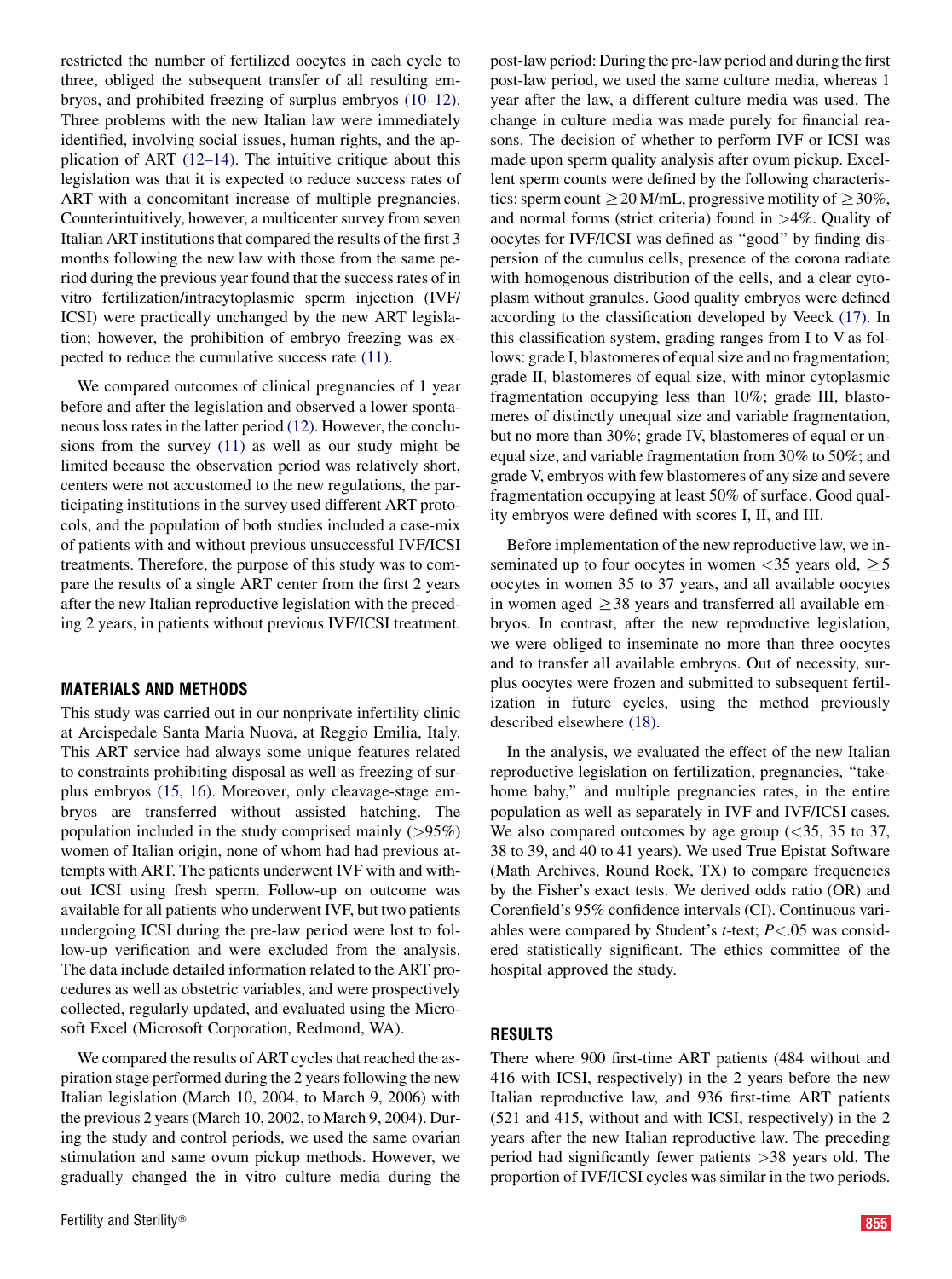restricted the number of fertilized oocytes in each cycle to three, obliged the subsequent transfer of all resulting embryos, and prohibited freezing of surplus embryos (10–12). Three problems with the new Italian law were immediately identified, involving social issues, human rights, and the application of ART (12–14). The intuitive critique about this legislation was that it is expected to reduce success rates of ART with a concomitant increase of multiple pregnancies. Counterintuitively, however, a multicenter survey from seven Italian ART institutions that compared the results of the first 3 months following the new law with those from the same period during the previous year found that the success rates of in vitro fertilization/intracytoplasmic sperm injection (IVF/ICSI) were practically unchanged by the new ART legislation; however, the prohibition of embryo freezing was expected to reduce the cumulative success rate (11).

We compared outcomes of clinical pregnancies of 1 year before and after the legislation and observed a lower spontaneous loss rates in the latter period (12). However, the conclusions from the survey (11) as well as our study might be limited because the observation period was relatively short, centers were not accustomed to the new regulations, the participating institutions in the survey used different ART protocols, and the population of both studies included a case-mix of patients with and without previous unsuccessful IVF/ICSI treatments. Therefore, the purpose of this study was to compare the results of a single ART center from the first 2 years after the new Italian reproductive legislation with the preceding 2 years, in patients without previous IVF/ICSI treatment.

## MATERIALS AND METHODS

This study was carried out in our nonprivate infertility clinic at Arcispedale Santa Maria Nuova, at Reggio Emilia, Italy. This ART service had always some unique features related to constraints prohibiting disposal as well as freezing of surplus embryos (15, 16). Moreover, only cleavage-stage embryos are transferred without assisted hatching. The population included in the study comprised mainly (>95%) women of Italian origin, none of whom had had previous attempts with ART. The patients underwent IVF with and without ICSI using fresh sperm. Follow-up on outcome was available for all patients who underwent IVF, but two patients undergoing ICSI during the pre-law period were lost to follow-up verification and were excluded from the analysis. The data include detailed information related to the ART procedures as well as obstetric variables, and were prospectively collected, regularly updated, and evaluated using the Microsoft Excel (Microsoft Corporation, Redmond, WA).

We compared the results of ART cycles that reached the aspiration stage performed during the 2 years following the new Italian legislation (March 10, 2004, to March 9, 2006) with the previous 2 years (March 10, 2002, to March 9, 2004). During the study and control periods, we used the same ovarian stimulation and same ovum pickup methods. However, we gradually changed the in vitro culture media during the post-law period: During the pre-law period and during the first post-law period, we used the same culture media, whereas 1 year after the law, a different culture media was used. The change in culture media was made purely for financial reasons. The decision of whether to perform IVF or ICSI was made upon sperm quality analysis after ovum pickup. Excellent sperm counts were defined by the following characteristics: sperm count $\geq$20 M/mL, progressive motility of $\geq$30%, and normal forms (strict criteria) found in >4%. Quality of oocytes for IVF/ICSI was defined as "good" by finding dispersion of the cumulus cells, presence of the corona radiate with homogenous distribution of the cells, and a clear cytoplasm without granules. Good quality embryos were defined according to the classification developed by Veeck (17). In this classification system, grading ranges from I to V as follows: grade I, blastomeres of equal size and no fragmentation; grade II, blastomeres of equal size, with minor cytoplasmic fragmentation occupying less than 10%; grade III, blastomeres of distinctly unequal size and variable fragmentation, but no more than 30%; grade IV, blastomeres of equal or unequal size, and variable fragmentation from 30% to 50%; and grade V, embryos with few blastomeres of any size and severe fragmentation occupying at least 50% of surface. Good quality embryos were defined with scores I, II, and III.

Before implementation of the new reproductive law, we inseminated up to four oocytes in women <35 years old, $\geq$5 oocytes in women 35 to 37 years, and all available oocytes in women aged $\geq$38 years and transferred all available embryos. In contrast, after the new reproductive legislation, we were obliged to inseminate no more than three oocytes and to transfer all available embryos. Out of necessity, surplus oocytes were frozen and submitted to subsequent fertilization in future cycles, using the method previously described elsewhere (18).

In the analysis, we evaluated the effect of the new Italian reproductive legislation on fertilization, pregnancies, "take-home baby," and multiple pregnancies rates, in the entire population as well as separately in IVF and IVF/ICSI cases. We also compared outcomes by age group (<35, 35 to 37, 38 to 39, and 40 to 41 years). We used True Epistat Software (Math Archives, Round Rock, TX) to compare frequencies by the Fisher's exact tests. We derived odds ratio (OR) and Corenfield's 95% confidence intervals (CI). Continuous variables were compared by Student's *t*-test; $P<.05$ was considered statistically significant. The ethics committee of the hospital approved the study.

## RESULTS

There where 900 first-time ART patients (484 without and 416 with ICSI, respectively) in the 2 years before the new Italian reproductive law, and 936 first-time ART patients (521 and 415, without and with ICSI, respectively) in the 2 years after the new Italian reproductive law. The preceding period had significantly fewer patients >38 years old. The proportion of IVF/ICSI cycles was similar in the two periods.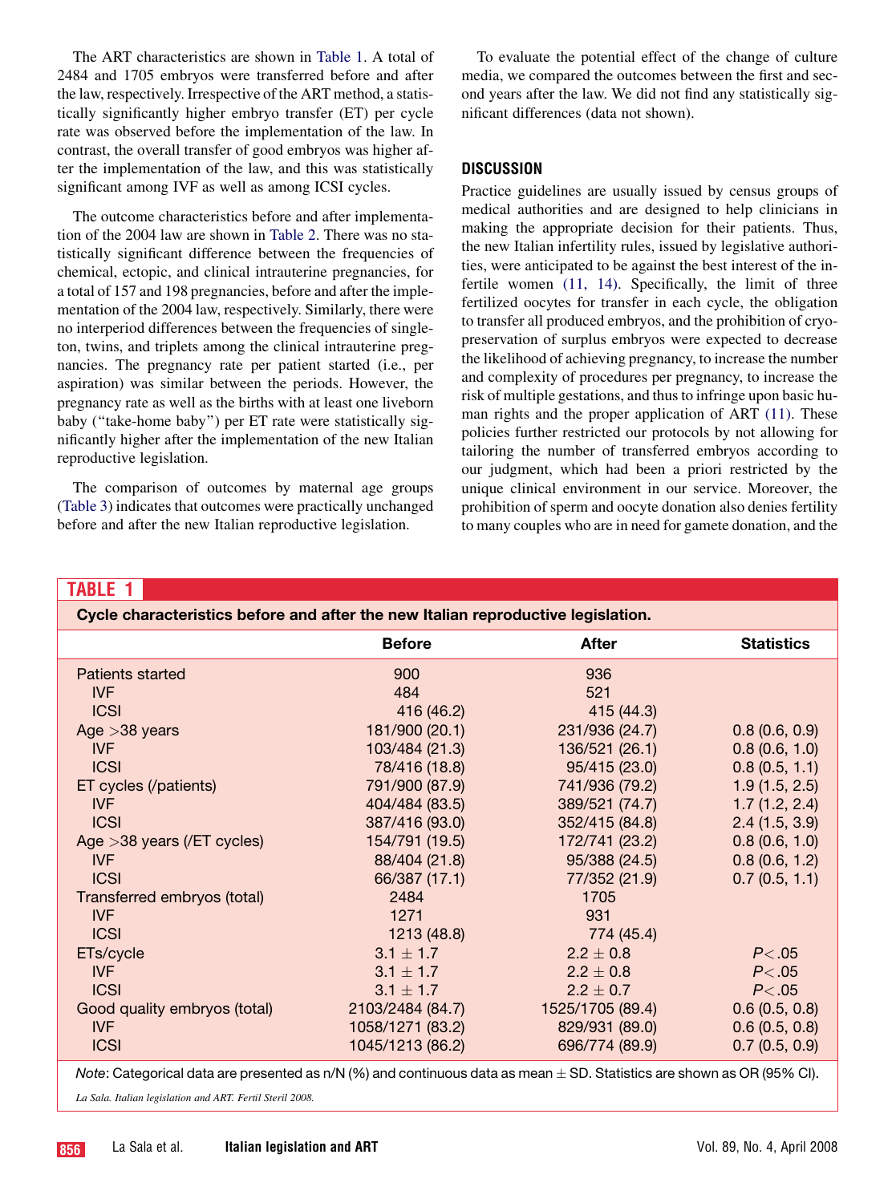The ART characteristics are shown in Table 1. A total of 2484 and 1705 embryos were transferred before and after the law, respectively. Irrespective of the ART method, a statistically significantly higher embryo transfer (ET) per cycle rate was observed before the implementation of the law. In contrast, the overall transfer of good embryos was higher after the implementation of the law, and this was statistically significant among IVF as well as among ICSI cycles.

The outcome characteristics before and after implementation of the 2004 law are shown in Table 2. There was no statistically significant difference between the frequencies of chemical, ectopic, and clinical intrauterine pregnancies, for a total of 157 and 198 pregnancies, before and after the implementation of the 2004 law, respectively. Similarly, there were no interperiod differences between the frequencies of singleton, twins, and triplets among the clinical intrauterine pregnancies. The pregnancy rate per patient started (i.e., per aspiration) was similar between the periods. However, the pregnancy rate as well as the births with at least one liveborn baby ("take-home baby") per ET rate were statistically significantly higher after the implementation of the new Italian reproductive legislation.

The comparison of outcomes by maternal age groups (Table 3) indicates that outcomes were practically unchanged before and after the new Italian reproductive legislation.

To evaluate the potential effect of the change of culture media, we compared the outcomes between the first and second years after the law. We did not find any statistically significant differences (data not shown).

## DISCUSSION

Practice guidelines are usually issued by census groups of medical authorities and are designed to help clinicians in making the appropriate decision for their patients. Thus, the new Italian infertility rules, issued by legislative authorities, were anticipated to be against the best interest of the infertile women (11, 14). Specifically, the limit of three fertilized oocytes for transfer in each cycle, the obligation to transfer all produced embryos, and the prohibition of cryopreservation of surplus embryos were expected to decrease the likelihood of achieving pregnancy, to increase the number and complexity of procedures per pregnancy, to increase the risk of multiple gestations, and thus to infringe upon basic human rights and the proper application of ART (11). These policies further restricted our protocols by not allowing for tailoring the number of transferred embryos according to our judgment, which had been a priori restricted by the unique clinical environment in our service. Moreover, the prohibition of sperm and oocyte donation also denies fertility to many couples who are in need for gamete donation, and the

**TABLE 1**

**Cycle characteristics before and after the new Italian reproductive legislation.**

| | Before | After | Statistics |
|---|---|---|---|
| Patients started | 900 | 936 | |
| IVF | 484 | 521 | |
| ICSI | 416 (46.2) | 415 (44.3) | |
| Age >38 years | 181/900 (20.1) | 231/936 (24.7) | 0.8 (0.6, 0.9) |
| IVF | 103/484 (21.3) | 136/521 (26.1) | 0.8 (0.6, 1.0) |
| ICSI | 78/416 (18.8) | 95/415 (23.0) | 0.8 (0.5, 1.1) |
| ET cycles (/patients) | 791/900 (87.9) | 741/936 (79.2) | 1.9 (1.5, 2.5) |
| IVF | 404/484 (83.5) | 389/521 (74.7) | 1.7 (1.2, 2.4) |
| ICSI | 387/416 (93.0) | 352/415 (84.8) | 2.4 (1.5, 3.9) |
| Age >38 years (/ET cycles) | 154/791 (19.5) | 172/741 (23.2) | 0.8 (0.6, 1.0) |
| IVF | 88/404 (21.8) | 95/388 (24.5) | 0.8 (0.6, 1.2) |
| ICSI | 66/387 (17.1) | 77/352 (21.9) | 0.7 (0.5, 1.1) |
| Transferred embryos (total) | 2484 | 1705 | |
| IVF | 1271 | 931 | |
| ICSI | 1213 (48.8) | 774 (45.4) | |
| ETs/cycle | $3.1 \pm 1.7$ | $2.2 \pm 0.8$ | $P<.05$ |
| IVF | $3.1 \pm 1.7$ | $2.2 \pm 0.8$ | $P<.05$ |
| ICSI | $3.1 \pm 1.7$ | $2.2 \pm 0.7$ | $P<.05$ |
| Good quality embryos (total) | 2103/2484 (84.7) | 1525/1705 (89.4) | 0.6 (0.5, 0.8) |
| IVF | 1058/1271 (83.2) | 829/931 (89.0) | 0.6 (0.5, 0.8) |
| ICSI | 1045/1213 (86.2) | 696/774 (89.9) | 0.7 (0.5, 0.9) |

*Note*: Categorical data are presented as n/N (%) and continuous data as mean ± SD. Statistics are shown as OR (95% CI).

*La Sala. Italian legislation and ART. Fertil Steril 2008.*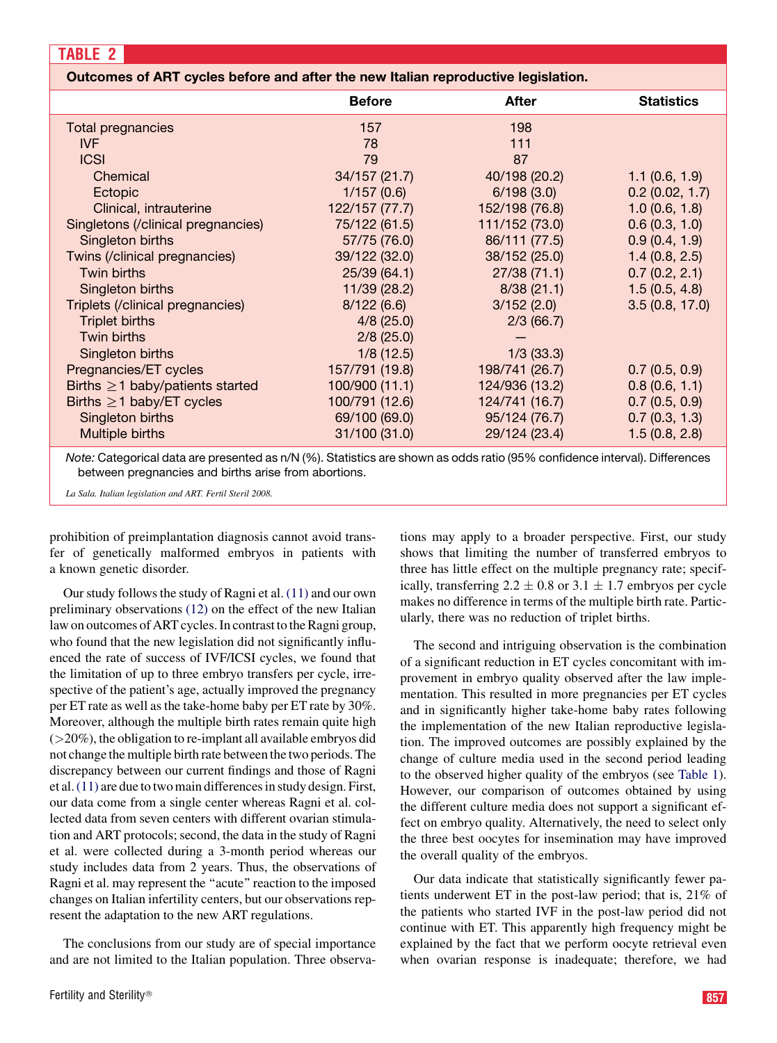**TABLE 2**

**Outcomes of ART cycles before and after the new Italian reproductive legislation.**

| | Before | After | Statistics |
|---|---|---|---|
| Total pregnancies | 157 | 198 | |
| IVF | 78 | 111 | |
| ICSI | 79 | 87 | |
| Chemical | 34/157 (21.7) | 40/198 (20.2) | 1.1 (0.6, 1.9) |
| Ectopic | 1/157 (0.6) | 6/198 (3.0) | 0.2 (0.02, 1.7) |
| Clinical, intrauterine | 122/157 (77.7) | 152/198 (76.8) | 1.0 (0.6, 1.8) |
| Singletons (/clinical pregnancies) | 75/122 (61.5) | 111/152 (73.0) | 0.6 (0.3, 1.0) |
| Singleton births | 57/75 (76.0) | 86/111 (77.5) | 0.9 (0.4, 1.9) |
| Twins (/clinical pregnancies) | 39/122 (32.0) | 38/152 (25.0) | 1.4 (0.8, 2.5) |
| Twin births | 25/39 (64.1) | 27/38 (71.1) | 0.7 (0.2, 2.1) |
| Singleton births | 11/39 (28.2) | 8/38 (21.1) | 1.5 (0.5, 4.8) |
| Triplets (/clinical pregnancies) | 8/122 (6.6) | 3/152 (2.0) | 3.5 (0.8, 17.0) |
| Triplet births | 4/8 (25.0) | 2/3 (66.7) | |
| Twin births | 2/8 (25.0) | — | |
| Singleton births | 1/8 (12.5) | 1/3 (33.3) | |
| Pregnancies/ET cycles | 157/791 (19.8) | 198/741 (26.7) | 0.7 (0.5, 0.9) |
| Births ≥1 baby/patients started | 100/900 (11.1) | 124/936 (13.2) | 0.8 (0.6, 1.1) |
| Births ≥1 baby/ET cycles | 100/791 (12.6) | 124/741 (16.7) | 0.7 (0.5, 0.9) |
| Singleton births | 69/100 (69.0) | 95/124 (76.7) | 0.7 (0.3, 1.3) |
| Multiple births | 31/100 (31.0) | 29/124 (23.4) | 1.5 (0.8, 2.8) |

*Note:* Categorical data are presented as n/N (%). Statistics are shown as odds ratio (95% confidence interval). Differences between pregnancies and births arise from abortions.

*La Sala. Italian legislation and ART. Fertil Steril 2008.*

prohibition of preimplantation diagnosis cannot avoid transfer of genetically malformed embryos in patients with a known genetic disorder.

Our study follows the study of Ragni et al. (11) and our own preliminary observations (12) on the effect of the new Italian law on outcomes of ART cycles. In contrast to the Ragni group, who found that the new legislation did not significantly influenced the rate of success of IVF/ICSI cycles, we found that the limitation of up to three embryo transfers per cycle, irrespective of the patient's age, actually improved the pregnancy per ET rate as well as the take-home baby per ET rate by 30%. Moreover, although the multiple birth rates remain quite high (>20%), the obligation to re-implant all available embryos did not change the multiple birth rate between the two periods. The discrepancy between our current findings and those of Ragni et al. (11) are due to two main differences in study design. First, our data come from a single center whereas Ragni et al. collected data from seven centers with different ovarian stimulation and ART protocols; second, the data in the study of Ragni et al. were collected during a 3-month period whereas our study includes data from 2 years. Thus, the observations of Ragni et al. may represent the "acute" reaction to the imposed changes on Italian infertility centers, but our observations represent the adaptation to the new ART regulations.

The conclusions from our study are of special importance and are not limited to the Italian population. Three observations may apply to a broader perspective. First, our study shows that limiting the number of transferred embryos to three has little effect on the multiple pregnancy rate; specifically, transferring $2.2 \pm 0.8$ or $3.1 \pm 1.7$ embryos per cycle makes no difference in terms of the multiple birth rate. Particularly, there was no reduction of triplet births.

The second and intriguing observation is the combination of a significant reduction in ET cycles concomitant with improvement in embryo quality observed after the law implementation. This resulted in more pregnancies per ET cycles and in significantly higher take-home baby rates following the implementation of the new Italian reproductive legislation. The improved outcomes are possibly explained by the change of culture media used in the second period leading to the observed higher quality of the embryos (see Table 1). However, our comparison of outcomes obtained by using the different culture media does not support a significant effect on embryo quality. Alternatively, the need to select only the three best oocytes for insemination may have improved the overall quality of the embryos.

Our data indicate that statistically significantly fewer patients underwent ET in the post-law period; that is, 21% of the patients who started IVF in the post-law period did not continue with ET. This apparently high frequency might be explained by the fact that we perform oocyte retrieval even when ovarian response is inadequate; therefore, we had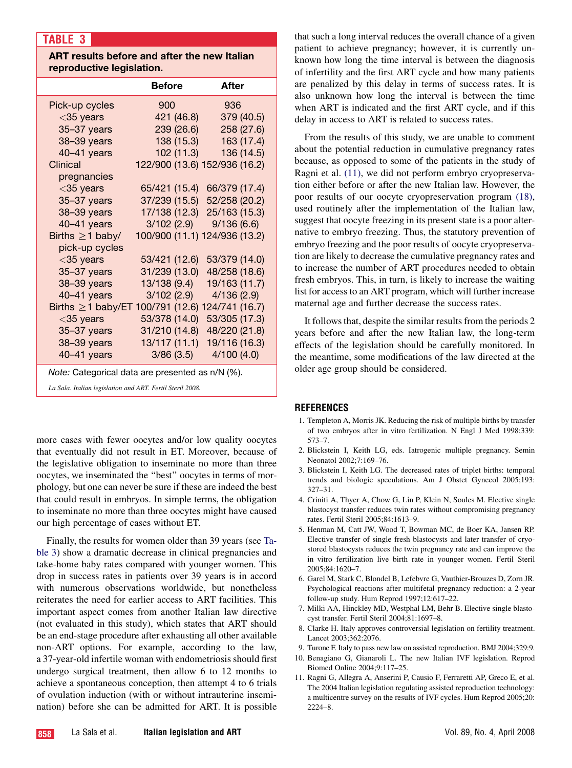**TABLE 3**

**ART results before and after the new Italian reproductive legislation.**

| | Before | After |
|---|---|---|
| Pick-up cycles | 900 | 936 |
| <35 years | 421 (46.8) | 379 (40.5) |
| 35–37 years | 239 (26.6) | 258 (27.6) |
| 38–39 years | 138 (15.3) | 163 (17.4) |
| 40–41 years | 102 (11.3) | 136 (14.5) |
| Clinical pregnancies | 122/900 (13.6) | 152/936 (16.2) |
| <35 years | 65/421 (15.4) | 66/379 (17.4) |
| 35–37 years | 37/239 (15.5) | 52/258 (20.2) |
| 38–39 years | 17/138 (12.3) | 25/163 (15.3) |
| 40–41 years | 3/102 (2.9) | 9/136 (6.6) |
| Births ≥1 baby/ pick-up cycles | 100/900 (11.1) | 124/936 (13.2) |
| <35 years | 53/421 (12.6) | 53/379 (14.0) |
| 35–37 years | 31/239 (13.0) | 48/258 (18.6) |
| 38–39 years | 13/138 (9.4) | 19/163 (11.7) |
| 40–41 years | 3/102 (2.9) | 4/136 (2.9) |
| Births ≥1 baby/ET | 100/791 (12.6) | 124/741 (16.7) |
| <35 years | 53/378 (14.0) | 53/305 (17.3) |
| 35–37 years | 31/210 (14.8) | 48/220 (21.8) |
| 38–39 years | 13/117 (11.1) | 19/116 (16.3) |
| 40–41 years | 3/86 (3.5) | 4/100 (4.0) |

*Note:* Categorical data are presented as n/N (%).

*La Sala. Italian legislation and ART. Fertil Steril 2008.*

more cases with fewer oocytes and/or low quality oocytes that eventually did not result in ET. Moreover, because of the legislative obligation to inseminate no more than three oocytes, we inseminated the "best" oocytes in terms of morphology, but one can never be sure if these are indeed the best that could result in embryos. In simple terms, the obligation to inseminate no more than three oocytes might have caused our high percentage of cases without ET.

Finally, the results for women older than 39 years (see Table 3) show a dramatic decrease in clinical pregnancies and take-home baby rates compared with younger women. This drop in success rates in patients over 39 years is in accord with numerous observations worldwide, but nonetheless reiterates the need for earlier access to ART facilities. This important aspect comes from another Italian law directive (not evaluated in this study), which states that ART should be an end-stage procedure after exhausting all other available non-ART options. For example, according to the law, a 37-year-old infertile woman with endometriosis should first undergo surgical treatment, then allow 6 to 12 months to achieve a spontaneous conception, then attempt 4 to 6 trials of ovulation induction (with or without intrauterine insemination) before she can be admitted for ART. It is possible that such a long interval reduces the overall chance of a given patient to achieve pregnancy; however, it is currently unknown how long the time interval is between the diagnosis of infertility and the first ART cycle and how many patients are penalized by this delay in terms of success rates. It is also unknown how long the interval is between the time when ART is indicated and the first ART cycle, and if this delay in access to ART is related to success rates.

From the results of this study, we are unable to comment about the potential reduction in cumulative pregnancy rates because, as opposed to some of the patients in the study of Ragni et al. (11), we did not perform embryo cryopreservation either before or after the new Italian law. However, the poor results of our oocyte cryopreservation program (18), used routinely after the implementation of the Italian law, suggest that oocyte freezing in its present state is a poor alternative to embryo freezing. Thus, the statutory prevention of embryo freezing and the poor results of oocyte cryopreservation are likely to decrease the cumulative pregnancy rates and to increase the number of ART procedures needed to obtain fresh embryos. This, in turn, is likely to increase the waiting list for access to an ART program, which will further increase maternal age and further decrease the success rates.

It follows that, despite the similar results from the periods 2 years before and after the new Italian law, the long-term effects of the legislation should be carefully monitored. In the meantime, some modifications of the law directed at the older age group should be considered.

## REFERENCES

1. Templeton A, Morris JK. Reducing the risk of multiple births by transfer of two embryos after in vitro fertilization. N Engl J Med 1998;339:573–7.
2. Blickstein I, Keith LG, eds. Iatrogenic multiple pregnancy. Semin Neonatol 2002;7:169–76.
3. Blickstein I, Keith LG. The decreased rates of triplet births: temporal trends and biologic speculations. Am J Obstet Gynecol 2005;193:327–31.
4. Criniti A, Thyer A, Chow G, Lin P, Klein N, Soules M. Elective single blastocyst transfer reduces twin rates without compromising pregnancy rates. Fertil Steril 2005;84:1613–9.
5. Henman M, Catt JW, Wood T, Bowman MC, de Boer KA, Jansen RP. Elective transfer of single fresh blastocysts and later transfer of cryostored blastocysts reduces the twin pregnancy rate and can improve the in vitro fertilization live birth rate in younger women. Fertil Steril 2005;84:1620–7.
6. Garel M, Stark C, Blondel B, Lefebvre G, Vauthier-Brouzes D, Zorn JR. Psychological reactions after multifetal pregnancy reduction: a 2-year follow-up study. Hum Reprod 1997;12:617–22.
7. Milki AA, Hinckley MD, Westphal LM, Behr B. Elective single blastocyst transfer. Fertil Steril 2004;81:1697–8.
8. Clarke H. Italy approves controversial legislation on fertility treatment. Lancet 2003;362:2076.
9. Turone F. Italy to pass new law on assisted reproduction. BMJ 2004;329:9.
10. Benagiano G, Gianaroli L. The new Italian IVF legislation. Reprod Biomed Online 2004;9:117–25.
11. Ragni G, Allegra A, Anserini P, Causio F, Ferraretti AP, Greco E, et al. The 2004 Italian legislation regulating assisted reproduction technology: a multicentre survey on the results of IVF cycles. Hum Reprod 2005;20:2224–8.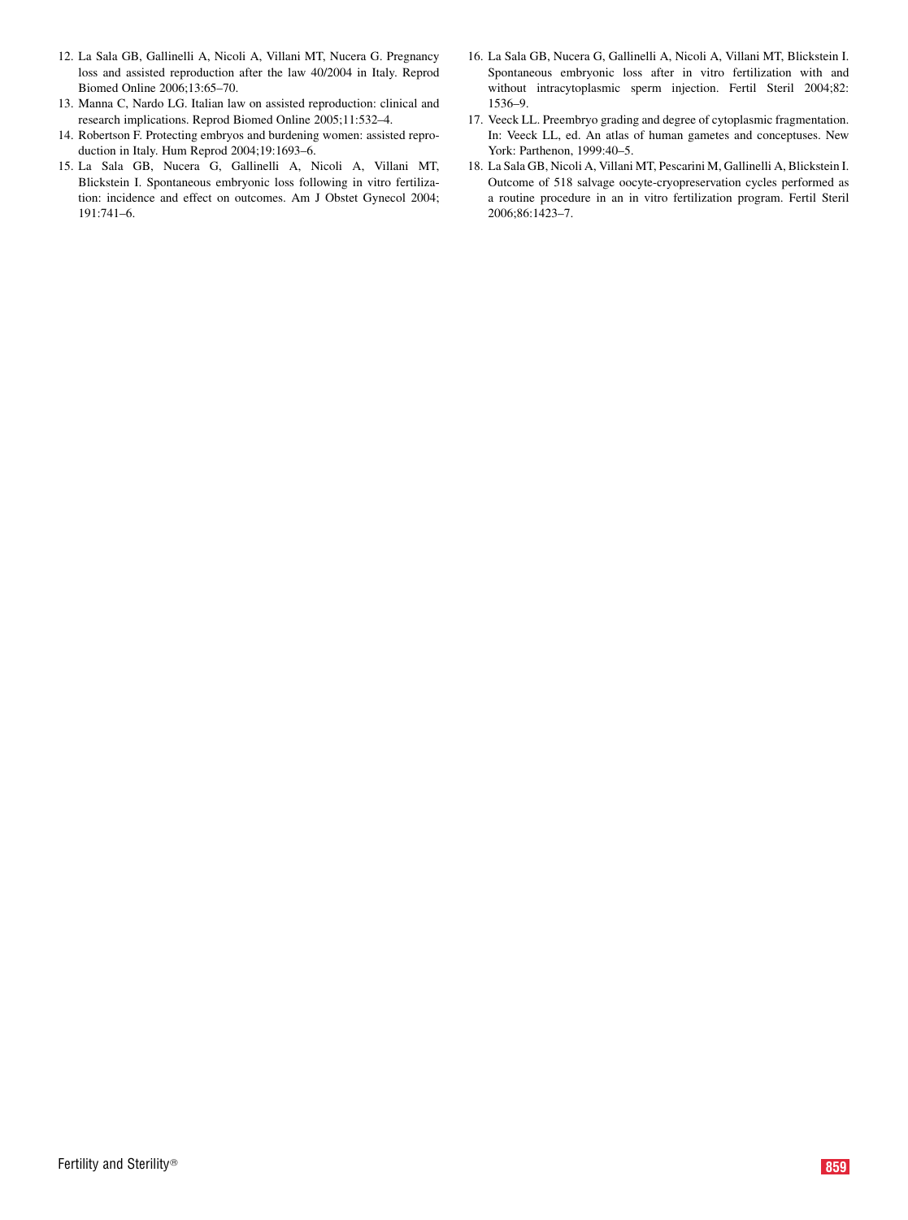12. La Sala GB, Gallinelli A, Nicoli A, Villani MT, Nucera G. Pregnancy loss and assisted reproduction after the law 40/2004 in Italy. Reprod Biomed Online 2006;13:65–70.
13. Manna C, Nardo LG. Italian law on assisted reproduction: clinical and research implications. Reprod Biomed Online 2005;11:532–4.
14. Robertson F. Protecting embryos and burdening women: assisted reproduction in Italy. Hum Reprod 2004;19:1693–6.
15. La Sala GB, Nucera G, Gallinelli A, Nicoli A, Villani MT, Blickstein I. Spontaneous embryonic loss following in vitro fertilization: incidence and effect on outcomes. Am J Obstet Gynecol 2004; 191:741–6.
16. La Sala GB, Nucera G, Gallinelli A, Nicoli A, Villani MT, Blickstein I. Spontaneous embryonic loss after in vitro fertilization with and without intracytoplasmic sperm injection. Fertil Steril 2004;82: 1536–9.
17. Veeck LL. Preembryo grading and degree of cytoplasmic fragmentation. In: Veeck LL, ed. An atlas of human gametes and conceptuses. New York: Parthenon, 1999:40–5.
18. La Sala GB, Nicoli A, Villani MT, Pescarini M, Gallinelli A, Blickstein I. Outcome of 518 salvage oocyte-cryopreservation cycles performed as a routine procedure in an in vitro fertilization program. Fertil Steril 2006;86:1423–7.